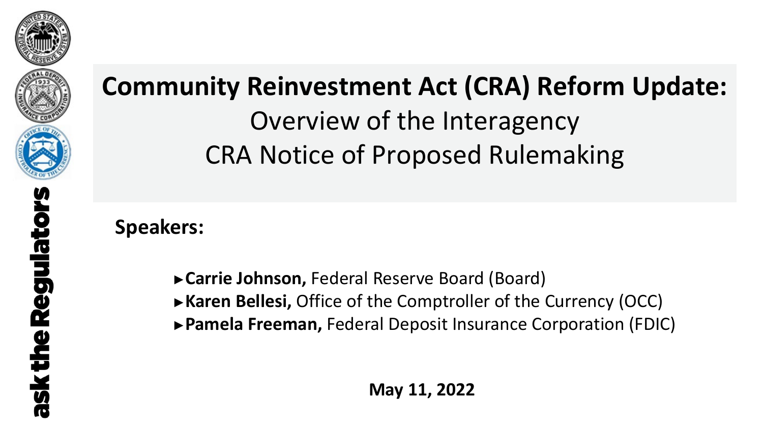ask the Regulators

# Community Reinvestment Act (CRA) Reform Update:

## Overview of the Interagency CRA Notice of Proposed Rulemaking

**Speakers:**

- ►**Carrie Johnson,** Federal Reserve Board (Board)
- ►**Karen Bellesi,** Office of the Comptroller of the Currency (OCC)
- ►**Pamela Freeman,** Federal Deposit Insurance Corporation (FDIC)

**May 11, 2022**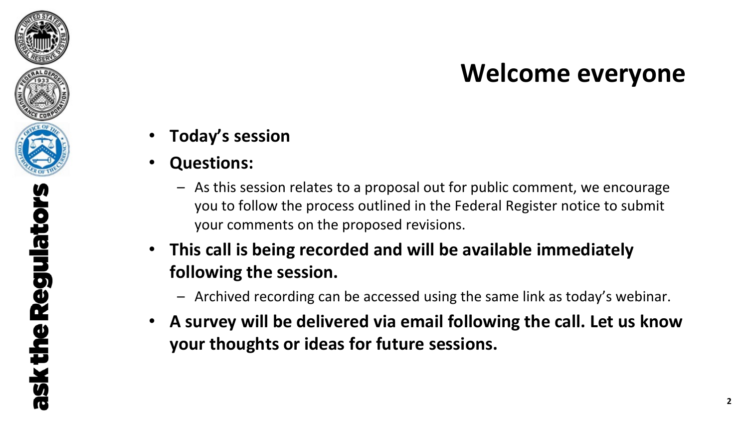# Welcome everyone

- **Today's session**
- **Questions:**
  - As this session relates to a proposal out for public comment, we encourage you to follow the process outlined in the Federal Register notice to submit your comments on the proposed revisions.
- **This call is being recorded and will be available immediately following the session.**
  - Archived recording can be accessed using the same link as today's webinar.
- **A survey will be delivered via email following the call. Let us know your thoughts or ideas for future sessions.**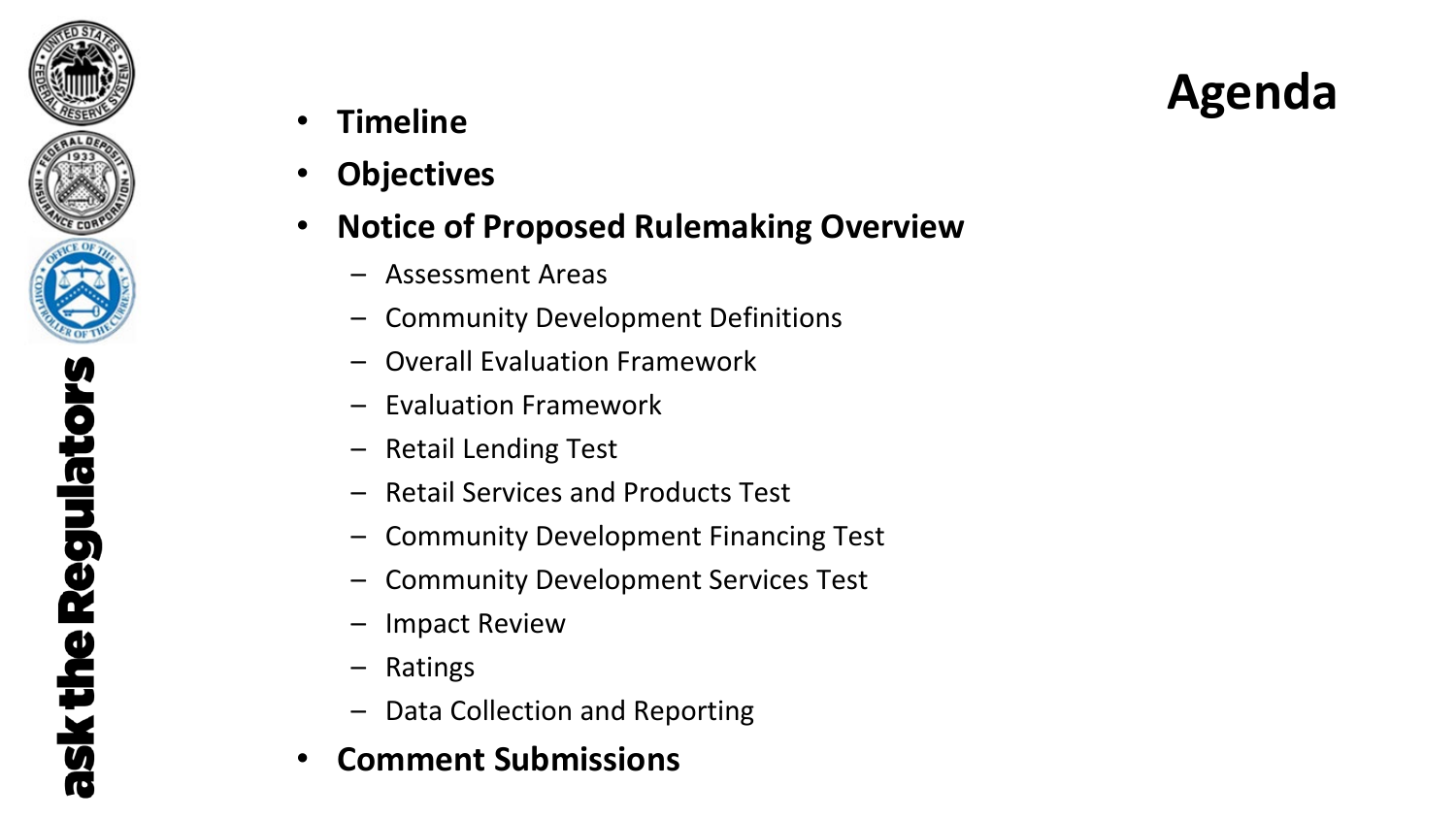# Agenda

- **Timeline**
- **Objectives**
- **Notice of Proposed Rulemaking Overview**
  - Assessment Areas
  - Community Development Definitions
  - Overall Evaluation Framework
  - Evaluation Framework
  - Retail Lending Test
  - Retail Services and Products Test
  - Community Development Financing Test
  - Community Development Services Test
  - Impact Review
  - Ratings
  - Data Collection and Reporting
- **Comment Submissions**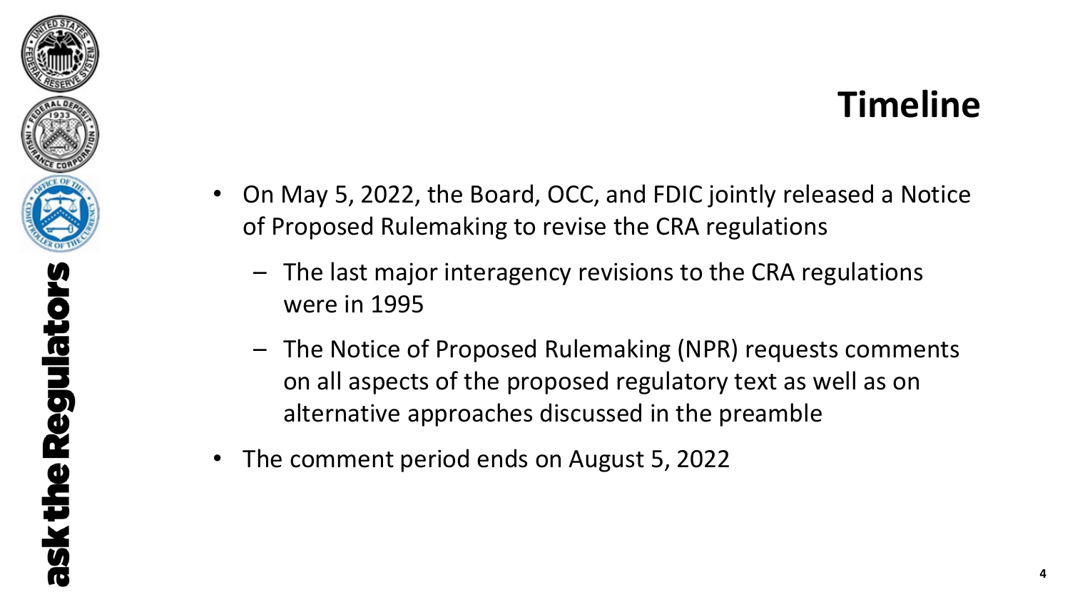# Timeline

- On May 5, 2022, the Board, OCC, and FDIC jointly released a Notice of Proposed Rulemaking to revise the CRA regulations
  - The last major interagency revisions to the CRA regulations were in 1995
  - The Notice of Proposed Rulemaking (NPR) requests comments on all aspects of the proposed regulatory text as well as on alternative approaches discussed in the preamble
- The comment period ends on August 5, 2022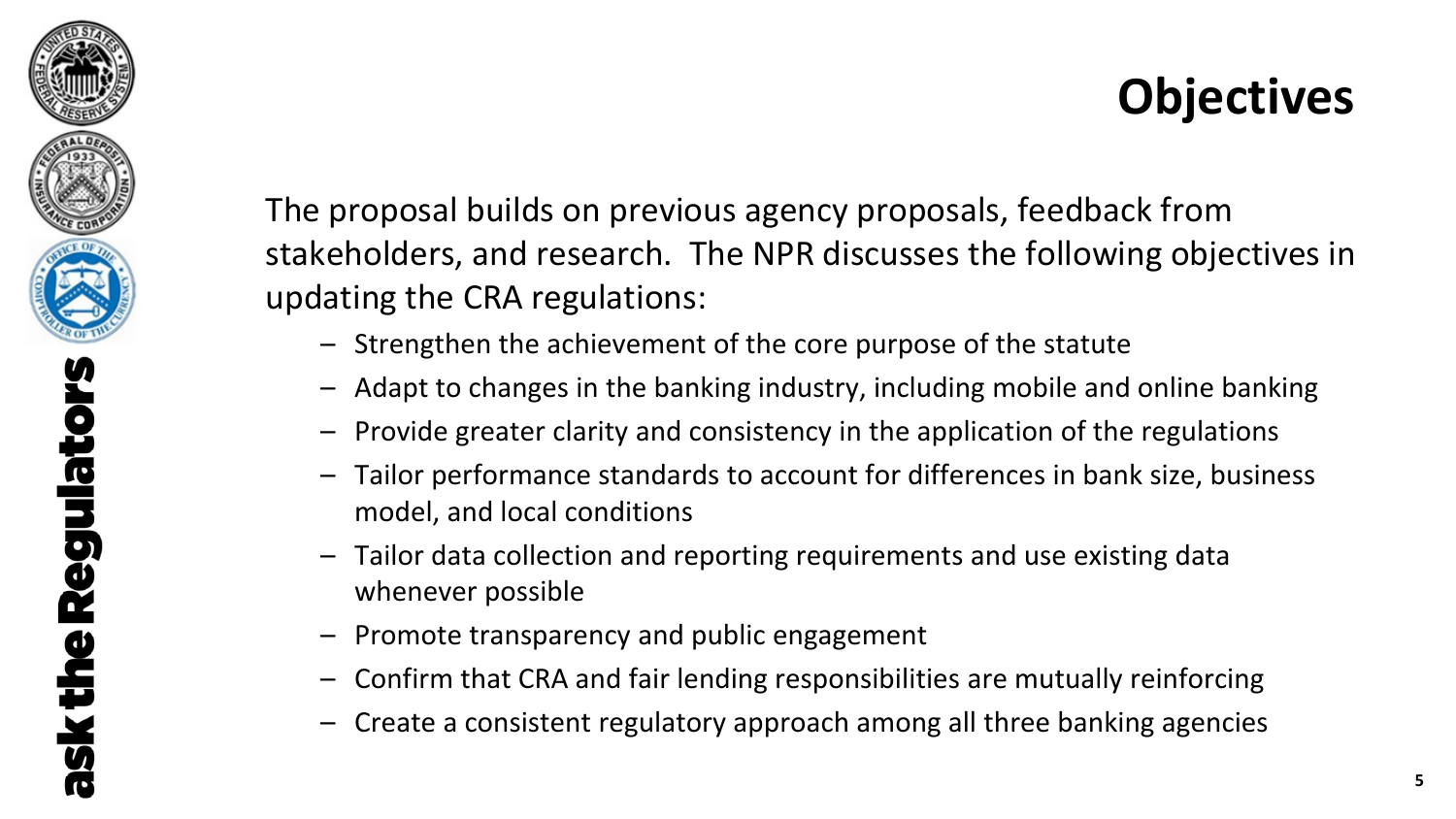# Objectives

The proposal builds on previous agency proposals, feedback from stakeholders, and research. The NPR discusses the following objectives in updating the CRA regulations:

- Strengthen the achievement of the core purpose of the statute
- Adapt to changes in the banking industry, including mobile and online banking
- Provide greater clarity and consistency in the application of the regulations
- Tailor performance standards to account for differences in bank size, business model, and local conditions
- Tailor data collection and reporting requirements and use existing data whenever possible
- Promote transparency and public engagement
- Confirm that CRA and fair lending responsibilities are mutually reinforcing
- Create a consistent regulatory approach among all three banking agencies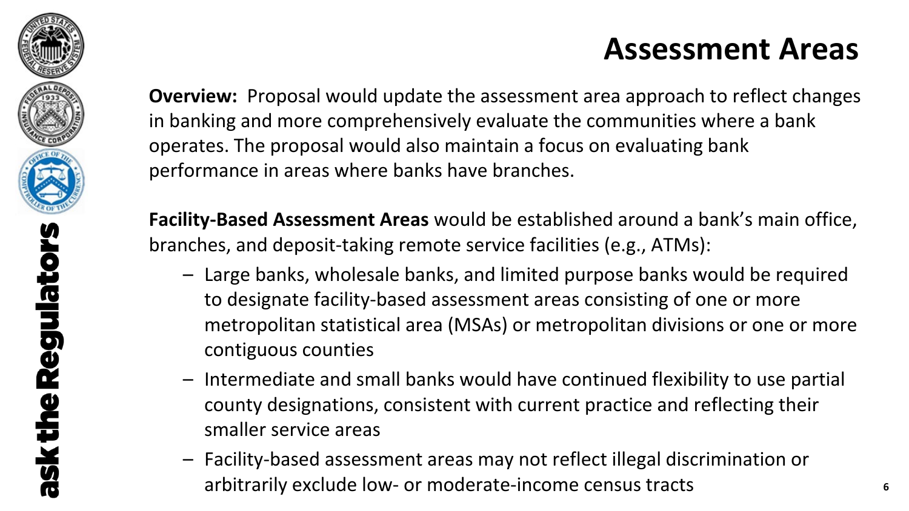# Assessment Areas

**Overview:** Proposal would update the assessment area approach to reflect changes in banking and more comprehensively evaluate the communities where a bank operates. The proposal would also maintain a focus on evaluating bank performance in areas where banks have branches.

**Facility-Based Assessment Areas** would be established around a bank's main office, branches, and deposit-taking remote service facilities (e.g., ATMs):

- Large banks, wholesale banks, and limited purpose banks would be required to designate facility-based assessment areas consisting of one or more metropolitan statistical area (MSAs) or metropolitan divisions or one or more contiguous counties
- Intermediate and small banks would have continued flexibility to use partial county designations, consistent with current practice and reflecting their smaller service areas
- Facility-based assessment areas may not reflect illegal discrimination or arbitrarily exclude low- or moderate-income census tracts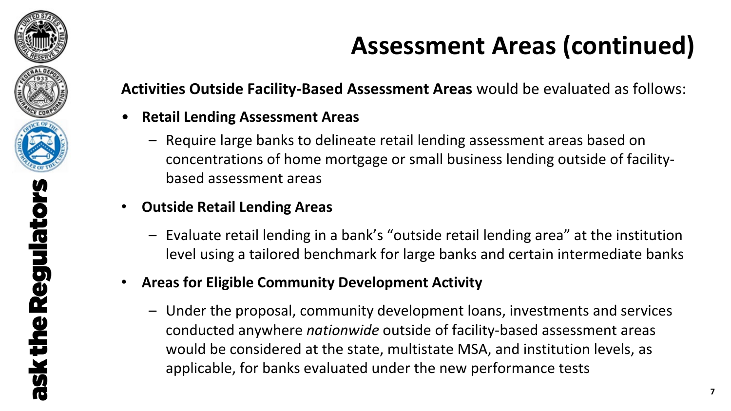# Assessment Areas (continued)

**Activities Outside Facility-Based Assessment Areas** would be evaluated as follows:

- **Retail Lending Assessment Areas**
  - Require large banks to delineate retail lending assessment areas based on concentrations of home mortgage or small business lending outside of facility-based assessment areas
- **Outside Retail Lending Areas**
  - Evaluate retail lending in a bank's "outside retail lending area" at the institution level using a tailored benchmark for large banks and certain intermediate banks
- **Areas for Eligible Community Development Activity**
  - Under the proposal, community development loans, investments and services conducted anywhere *nationwide* outside of facility-based assessment areas would be considered at the state, multistate MSA, and institution levels, as applicable, for banks evaluated under the new performance tests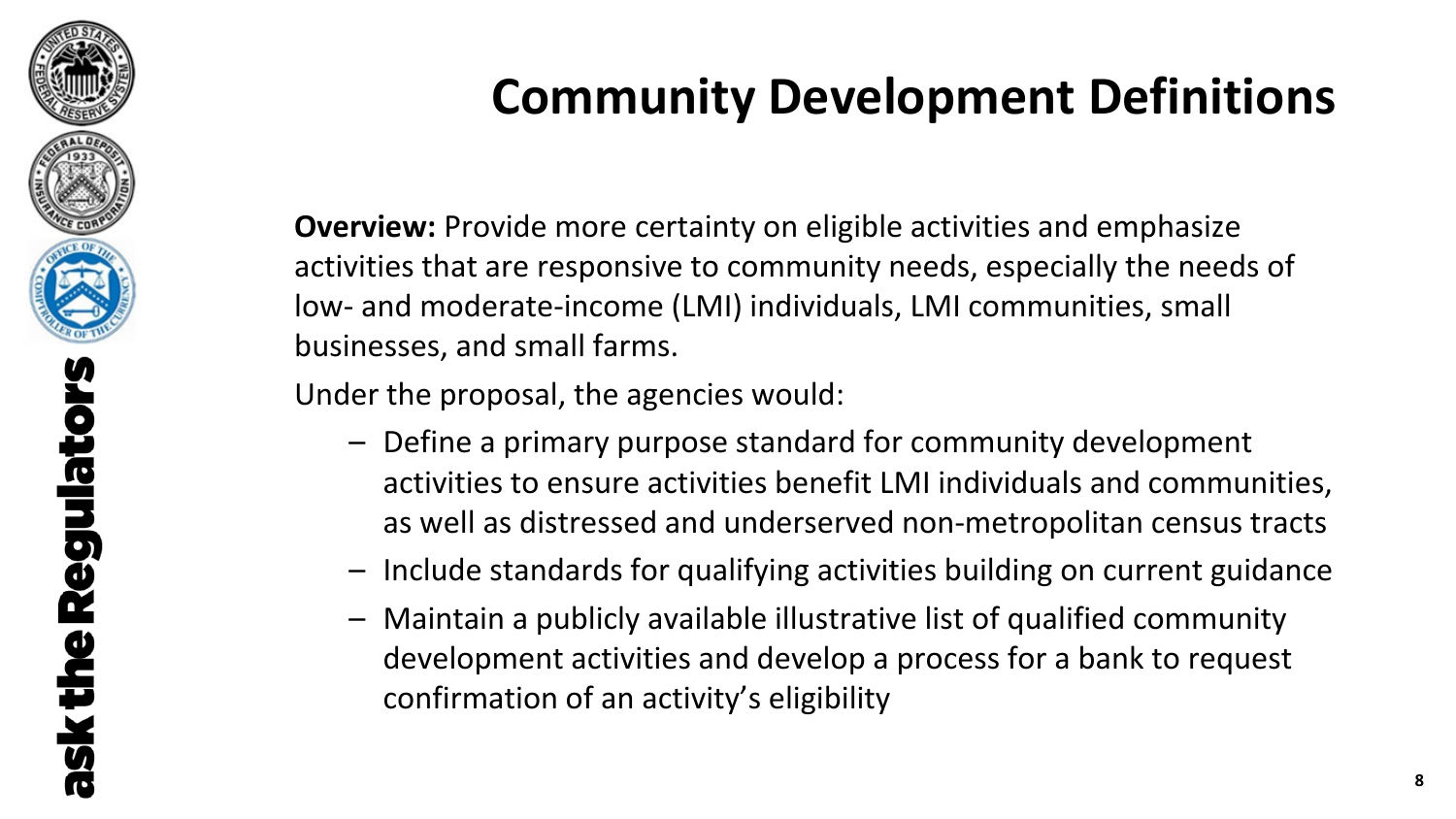# Community Development Definitions

**Overview:** Provide more certainty on eligible activities and emphasize activities that are responsive to community needs, especially the needs of low- and moderate-income (LMI) individuals, LMI communities, small businesses, and small farms.

Under the proposal, the agencies would:

- Define a primary purpose standard for community development activities to ensure activities benefit LMI individuals and communities, as well as distressed and underserved non-metropolitan census tracts
- Include standards for qualifying activities building on current guidance
- Maintain a publicly available illustrative list of qualified community development activities and develop a process for a bank to request confirmation of an activity's eligibility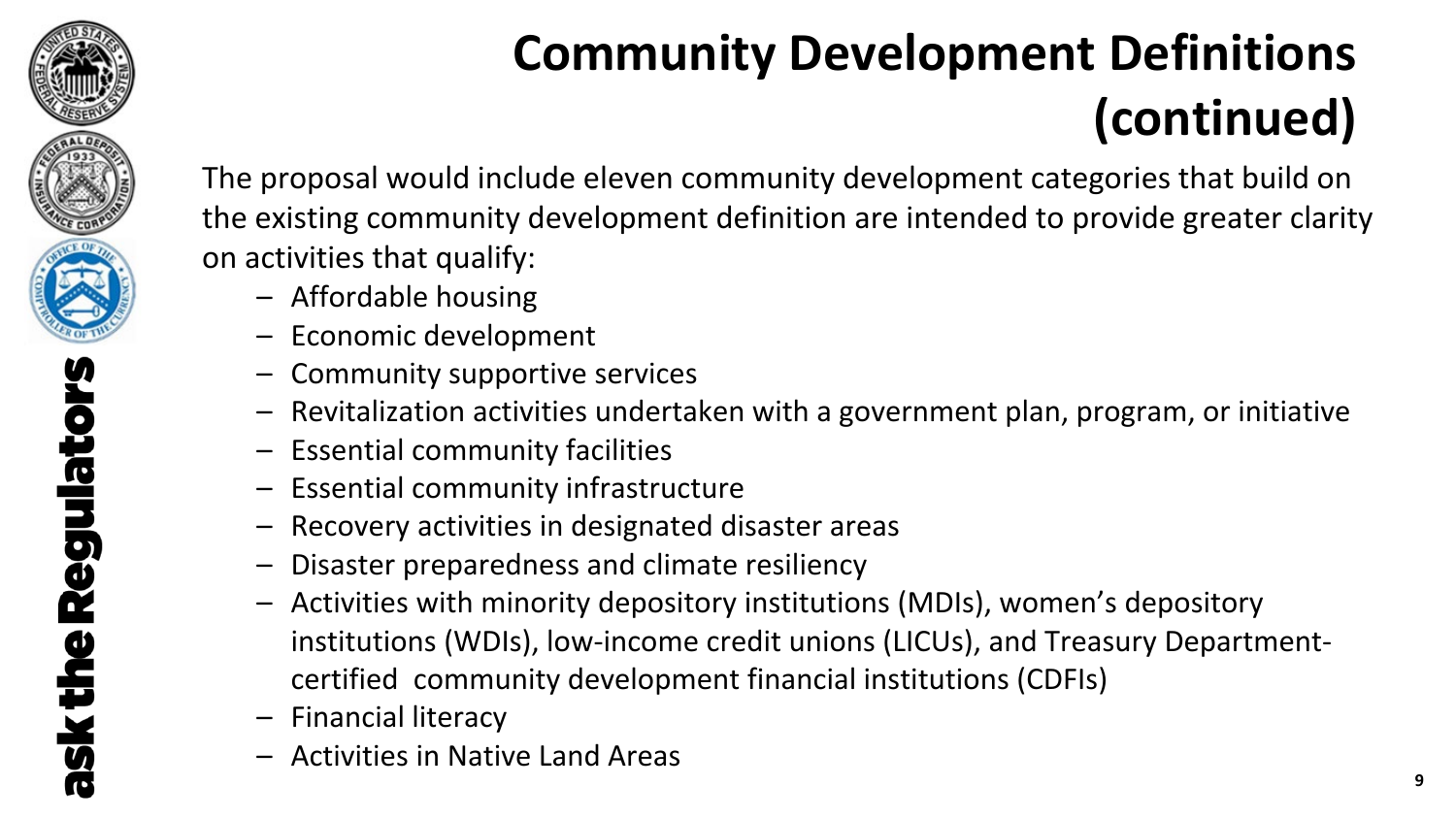# Community Development Definitions (continued)

The proposal would include eleven community development categories that build on the existing community development definition are intended to provide greater clarity on activities that qualify:

- Affordable housing
- Economic development
- Community supportive services
- Revitalization activities undertaken with a government plan, program, or initiative
- Essential community facilities
- Essential community infrastructure
- Recovery activities in designated disaster areas
- Disaster preparedness and climate resiliency
- Activities with minority depository institutions (MDIs), women's depository institutions (WDIs), low-income credit unions (LICUs), and Treasury Department-certified community development financial institutions (CDFIs)
- Financial literacy
- Activities in Native Land Areas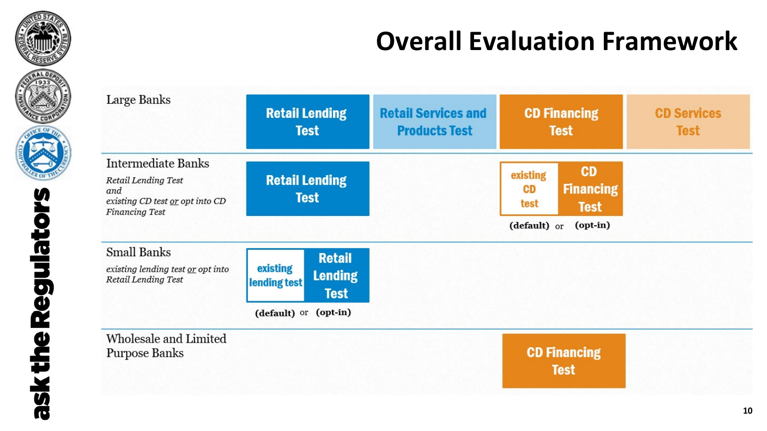# Overall Evaluation Framework

| | | | | |
|---|---|---|---|---|
| Large Banks | Retail Lending Test | Retail Services and Products Test | CD Financing Test | CD Services Test |
| Intermediate Banks<br>*Retail Lending Test and existing CD test or opt into CD Financing Test* | Retail Lending Test | | existing CD test (default) or CD Financing Test (opt-in) | |
| Small Banks<br>*existing lending test or opt into Retail Lending Test* | existing lending test (default) or Retail Lending Test (opt-in) | | | |
| Wholesale and Limited Purpose Banks | | | CD Financing Test | |

ask the Regulators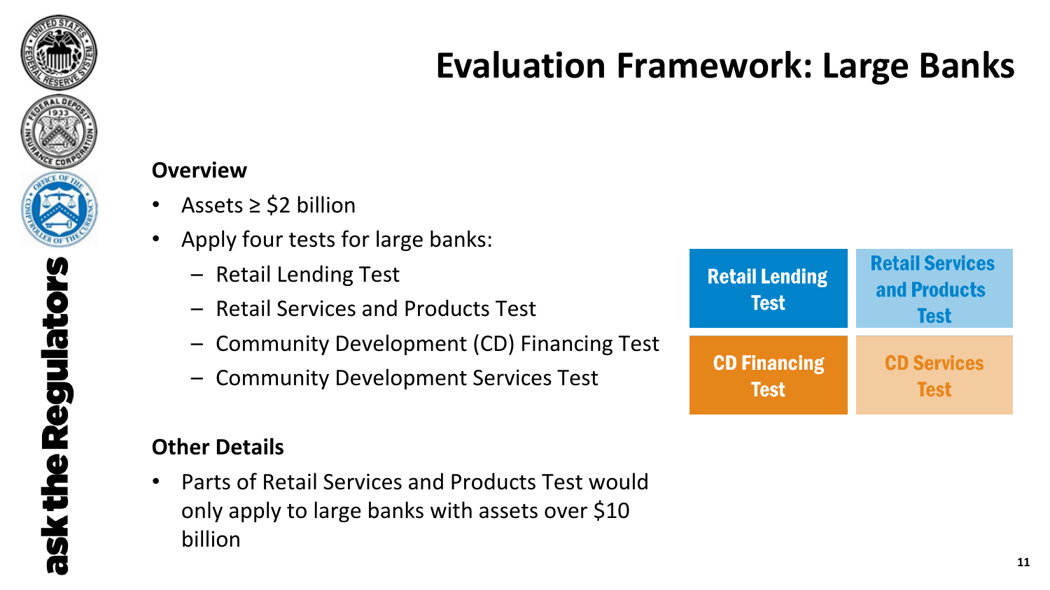# Evaluation Framework: Large Banks

**Overview**

- Assets ≥ $2 billion
- Apply four tests for large banks:
  - Retail Lending Test
  - Retail Services and Products Test
  - Community Development (CD) Financing Test
  - Community Development Services Test

| Retail Lending Test | Retail Services and Products Test |
| --- | --- |
| CD Financing Test | CD Services Test |

**Other Details**

- Parts of Retail Services and Products Test would only apply to large banks with assets over $10 billion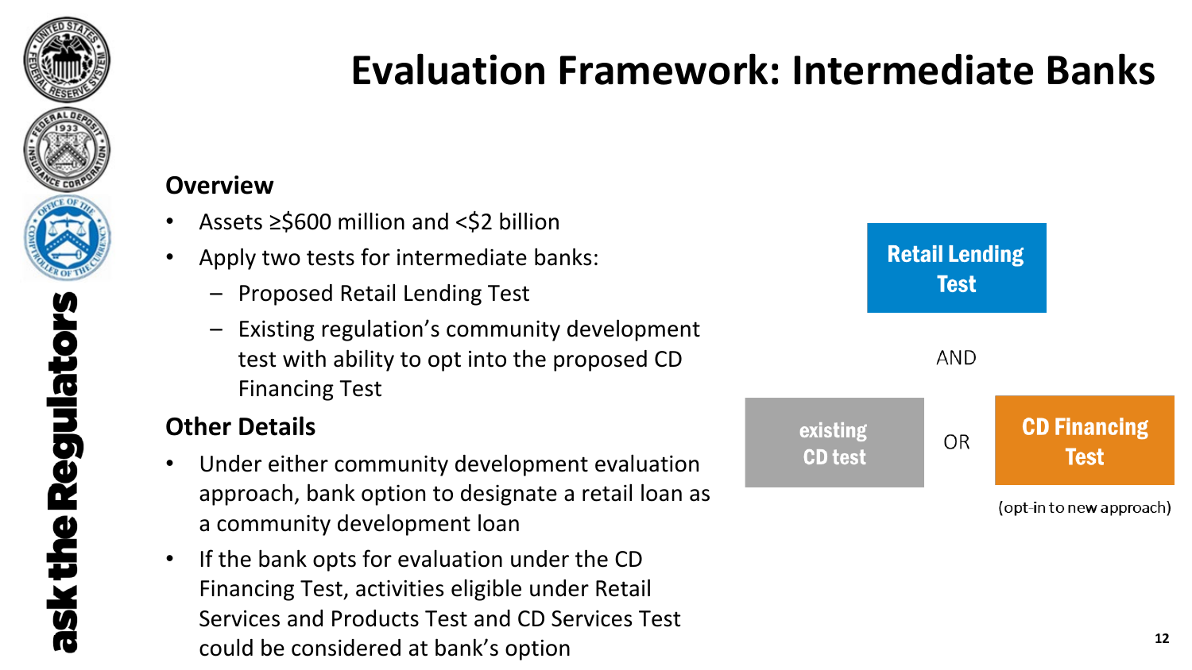# Evaluation Framework: Intermediate Banks

**Overview**

- Assets ≥$600 million and <$2 billion
- Apply two tests for intermediate banks:
  - Proposed Retail Lending Test
  - Existing regulation's community development test with ability to opt into the proposed CD Financing Test

**Other Details**

- Under either community development evaluation approach, bank option to designate a retail loan as a community development loan
- If the bank opts for evaluation under the CD Financing Test, activities eligible under Retail Services and Products Test and CD Services Test could be considered at bank's option

**Retail Lending Test**

AND

**existing CD test** OR **CD Financing Test**

(opt-in to new approach)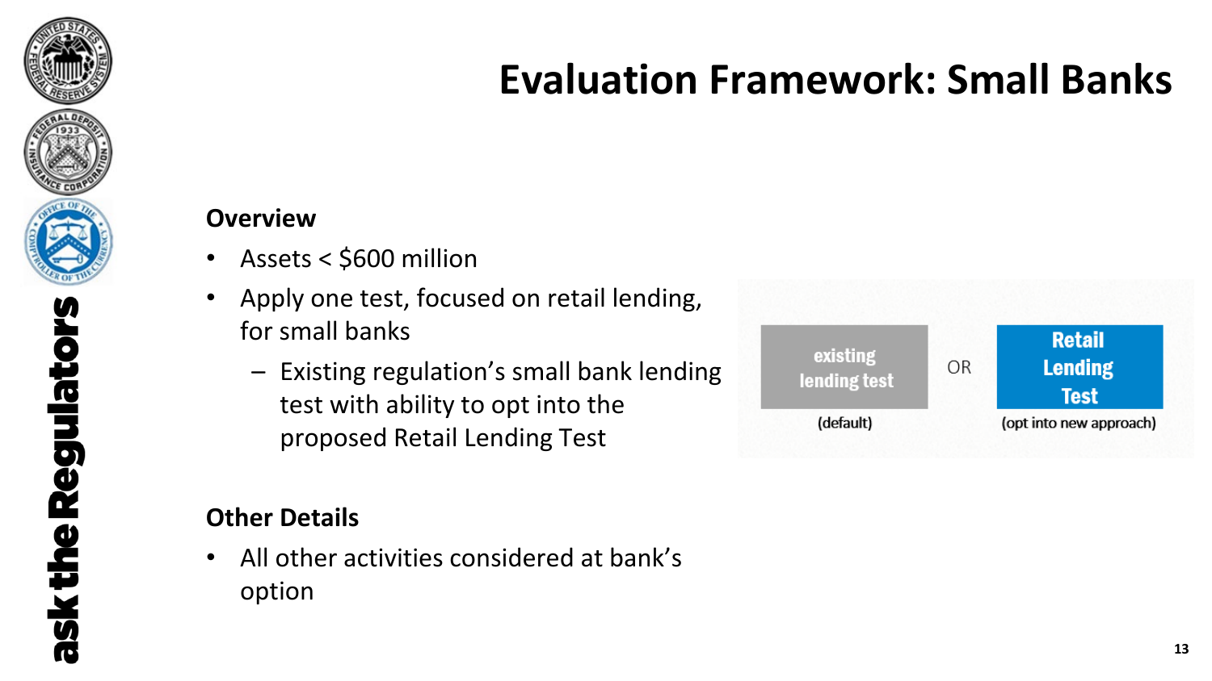# Evaluation Framework: Small Banks

**Overview**

- Assets < $600 million
- Apply one test, focused on retail lending, for small banks
  - Existing regulation's small bank lending test with ability to opt into the proposed Retail Lending Test

existing lending test (default) OR Retail Lending Test (opt into new approach)

**Other Details**

- All other activities considered at bank's option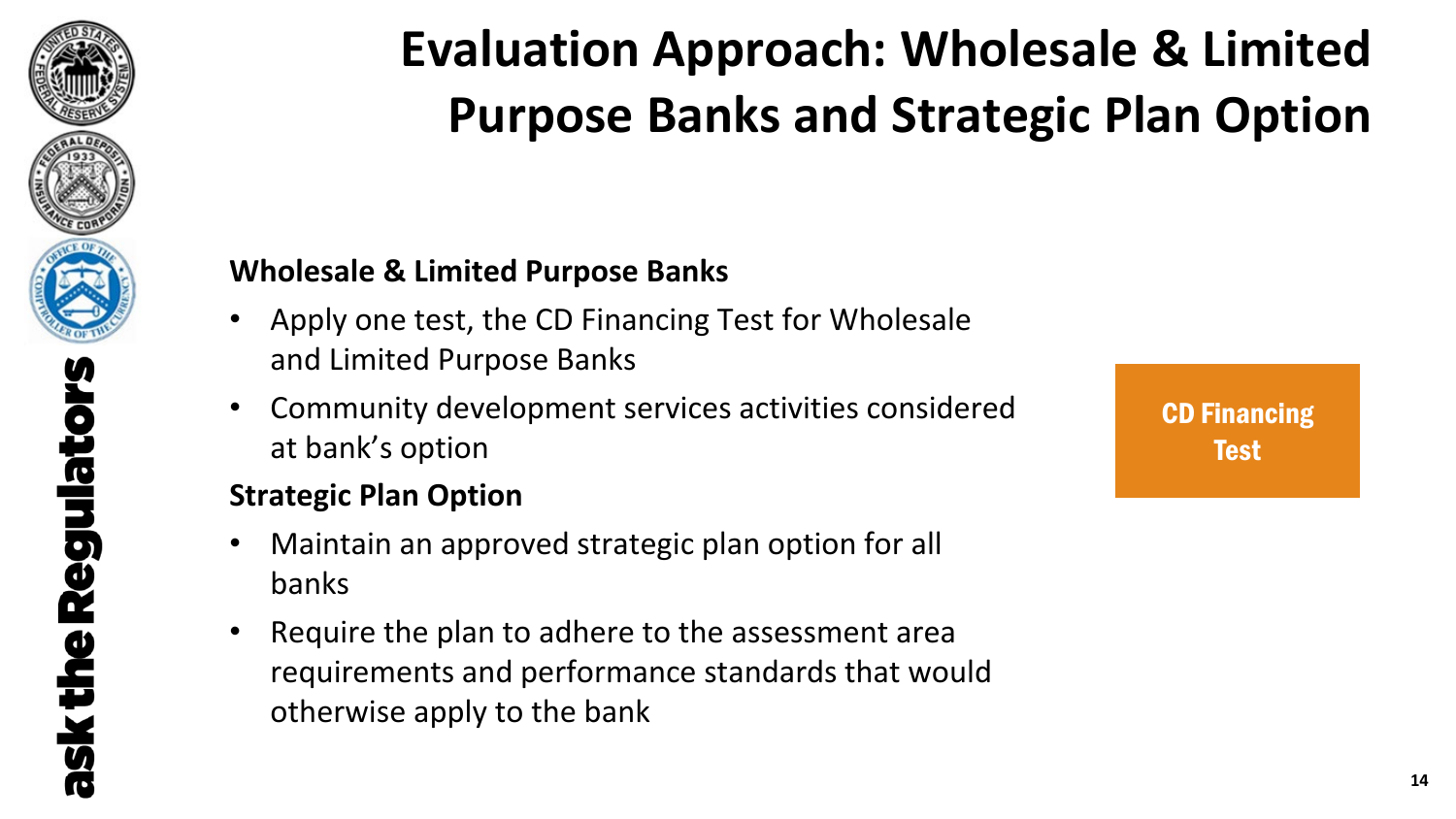# Evaluation Approach: Wholesale & Limited Purpose Banks and Strategic Plan Option

**Wholesale & Limited Purpose Banks**

- Apply one test, the CD Financing Test for Wholesale and Limited Purpose Banks
- Community development services activities considered at bank's option

**Strategic Plan Option**

- Maintain an approved strategic plan option for all banks
- Require the plan to adhere to the assessment area requirements and performance standards that would otherwise apply to the bank

**CD Financing Test**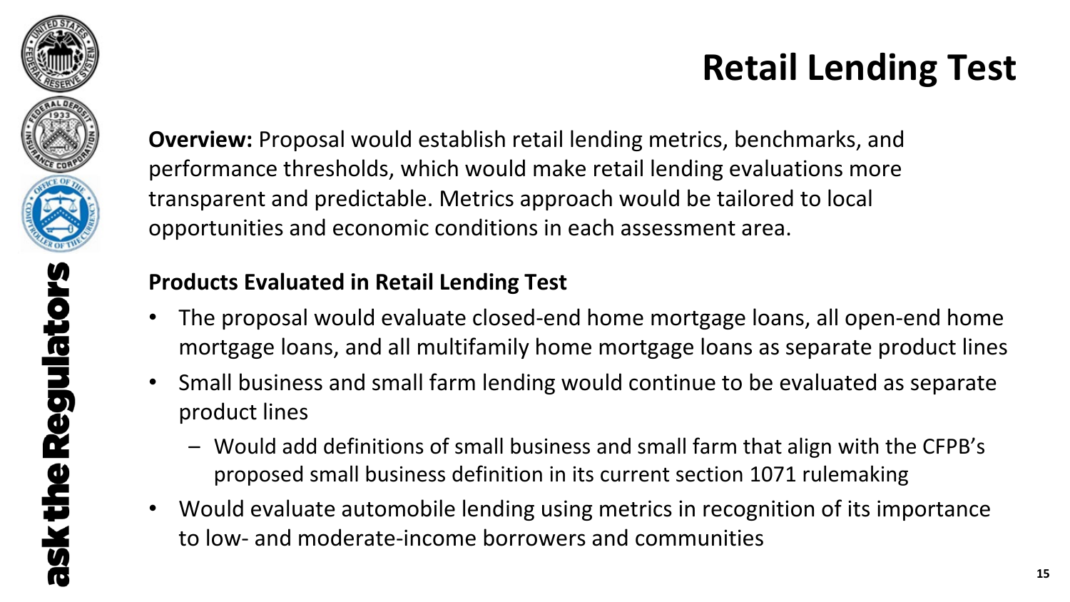# Retail Lending Test

**Overview:** Proposal would establish retail lending metrics, benchmarks, and performance thresholds, which would make retail lending evaluations more transparent and predictable. Metrics approach would be tailored to local opportunities and economic conditions in each assessment area.

**Products Evaluated in Retail Lending Test**

- The proposal would evaluate closed-end home mortgage loans, all open-end home mortgage loans, and all multifamily home mortgage loans as separate product lines
- Small business and small farm lending would continue to be evaluated as separate product lines
  - Would add definitions of small business and small farm that align with the CFPB's proposed small business definition in its current section 1071 rulemaking
- Would evaluate automobile lending using metrics in recognition of its importance to low- and moderate-income borrowers and communities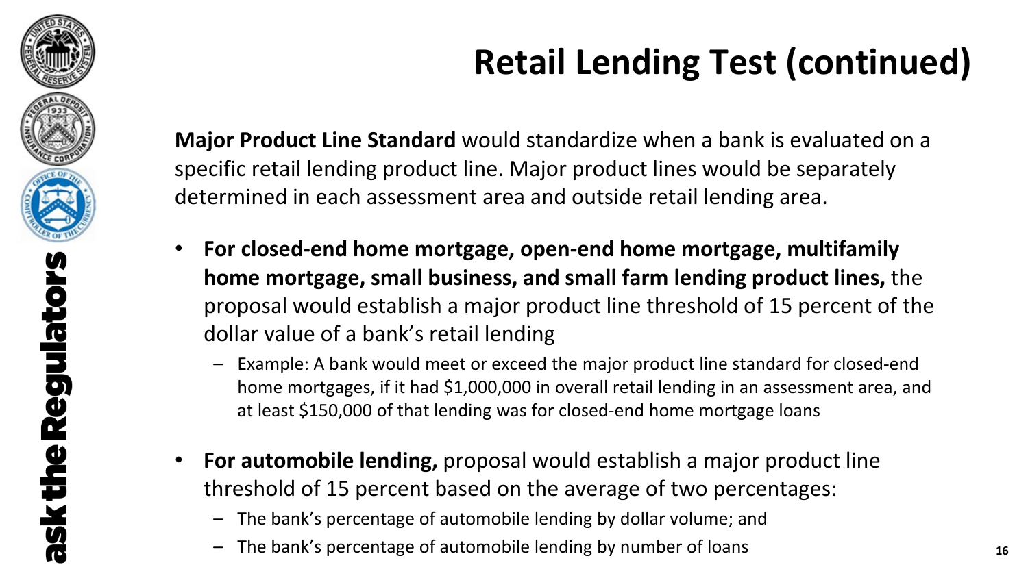# Retail Lending Test (continued)

**Major Product Line Standard** would standardize when a bank is evaluated on a specific retail lending product line. Major product lines would be separately determined in each assessment area and outside retail lending area.

- **For closed-end home mortgage, open-end home mortgage, multifamily home mortgage, small business, and small farm lending product lines,** the proposal would establish a major product line threshold of 15 percent of the dollar value of a bank's retail lending
  - Example: A bank would meet or exceed the major product line standard for closed-end home mortgages, if it had $1,000,000 in overall retail lending in an assessment area, and at least $150,000 of that lending was for closed-end home mortgage loans
- **For automobile lending,** proposal would establish a major product line threshold of 15 percent based on the average of two percentages:
  - The bank's percentage of automobile lending by dollar volume; and
  - The bank's percentage of automobile lending by number of loans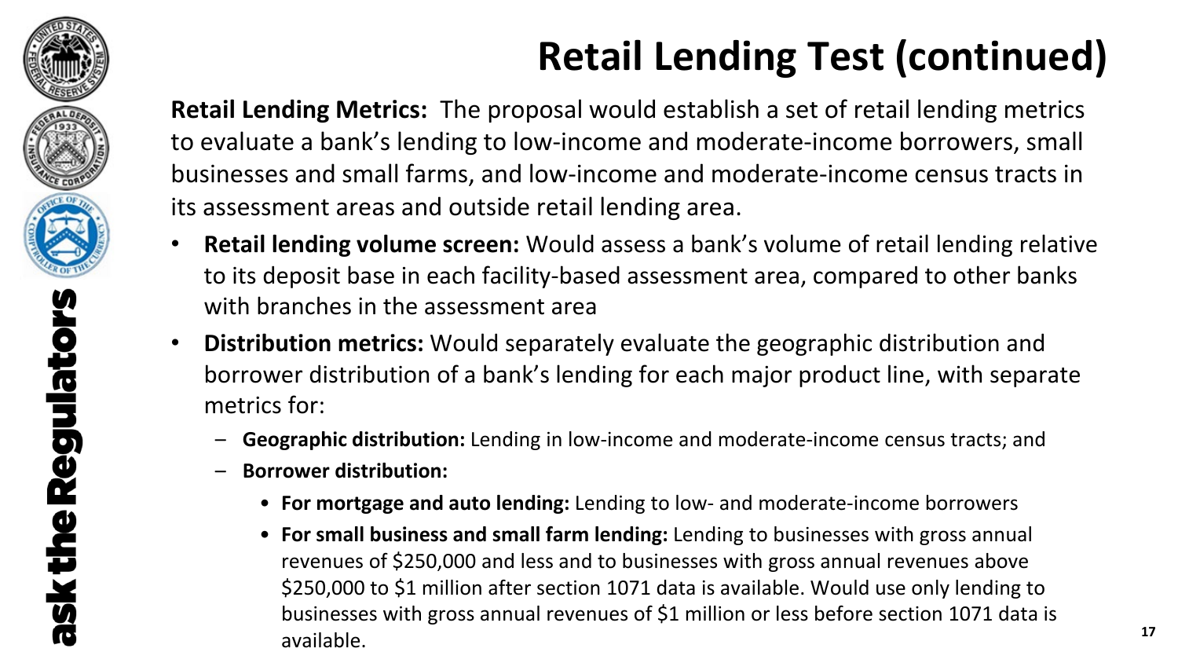# Retail Lending Test (continued)

**Retail Lending Metrics:** The proposal would establish a set of retail lending metrics to evaluate a bank's lending to low-income and moderate-income borrowers, small businesses and small farms, and low-income and moderate-income census tracts in its assessment areas and outside retail lending area.

- **Retail lending volume screen:** Would assess a bank's volume of retail lending relative to its deposit base in each facility-based assessment area, compared to other banks with branches in the assessment area
- **Distribution metrics:** Would separately evaluate the geographic distribution and borrower distribution of a bank's lending for each major product line, with separate metrics for:
  - **Geographic distribution:** Lending in low-income and moderate-income census tracts; and
  - **Borrower distribution:**
    - **For mortgage and auto lending:** Lending to low- and moderate-income borrowers
    - **For small business and small farm lending:** Lending to businesses with gross annual revenues of $250,000 and less and to businesses with gross annual revenues above $250,000 to $1 million after section 1071 data is available. Would use only lending to businesses with gross annual revenues of $1 million or less before section 1071 data is available.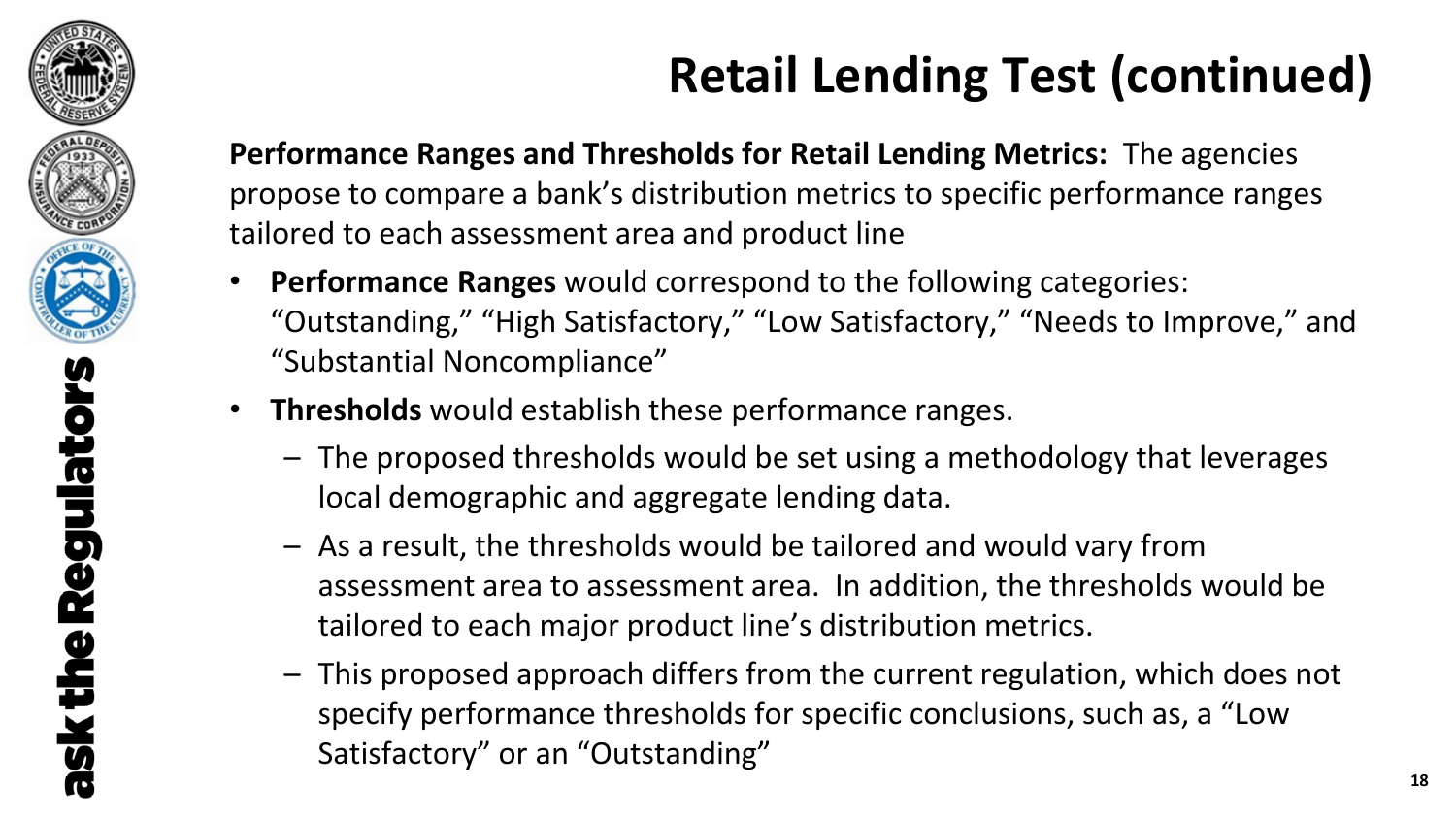# Retail Lending Test (continued)

**Performance Ranges and Thresholds for Retail Lending Metrics:** The agencies propose to compare a bank's distribution metrics to specific performance ranges tailored to each assessment area and product line

- **Performance Ranges** would correspond to the following categories: "Outstanding," "High Satisfactory," "Low Satisfactory," "Needs to Improve," and "Substantial Noncompliance"
- **Thresholds** would establish these performance ranges.
  - The proposed thresholds would be set using a methodology that leverages local demographic and aggregate lending data.
  - As a result, the thresholds would be tailored and would vary from assessment area to assessment area. In addition, the thresholds would be tailored to each major product line's distribution metrics.
  - This proposed approach differs from the current regulation, which does not specify performance thresholds for specific conclusions, such as, a "Low Satisfactory" or an "Outstanding"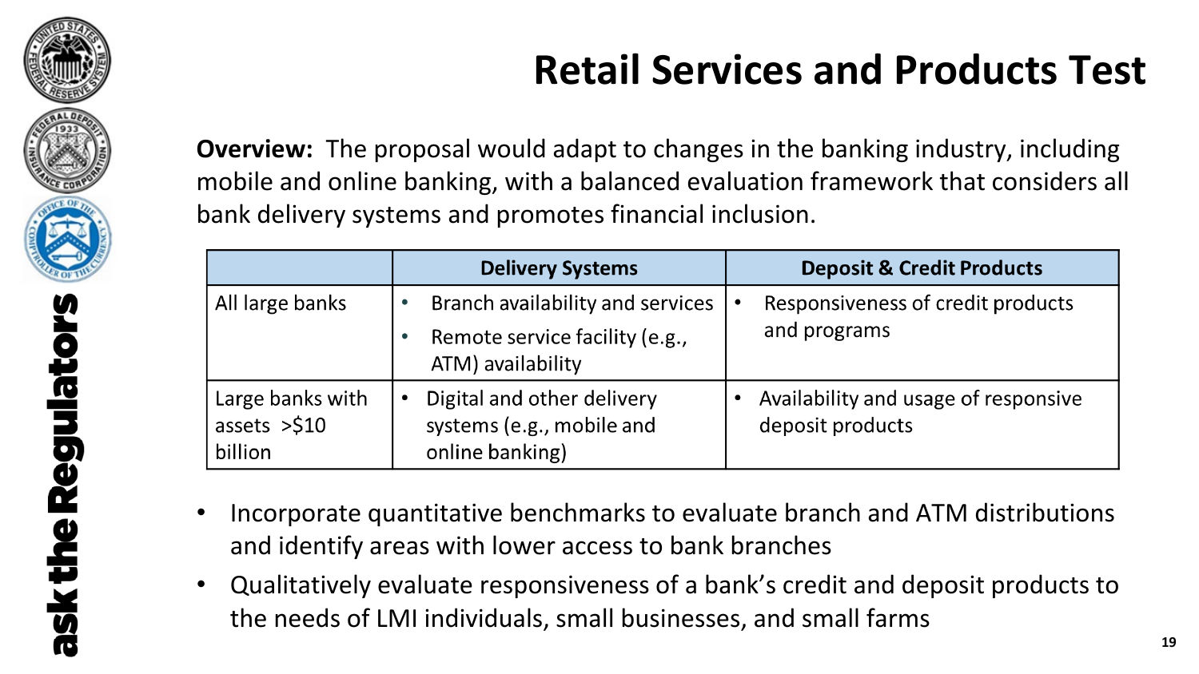# Retail Services and Products Test

**Overview:** The proposal would adapt to changes in the banking industry, including mobile and online banking, with a balanced evaluation framework that considers all bank delivery systems and promotes financial inclusion.

| | Delivery Systems | Deposit & Credit Products |
|---|---|---|
| All large banks | • Branch availability and services<br>• Remote service facility (e.g., ATM) availability | • Responsiveness of credit products and programs |
| Large banks with assets >$10 billion | • Digital and other delivery systems (e.g., mobile and online banking) | • Availability and usage of responsive deposit products |

- Incorporate quantitative benchmarks to evaluate branch and ATM distributions and identify areas with lower access to bank branches
- Qualitatively evaluate responsiveness of a bank's credit and deposit products to the needs of LMI individuals, small businesses, and small farms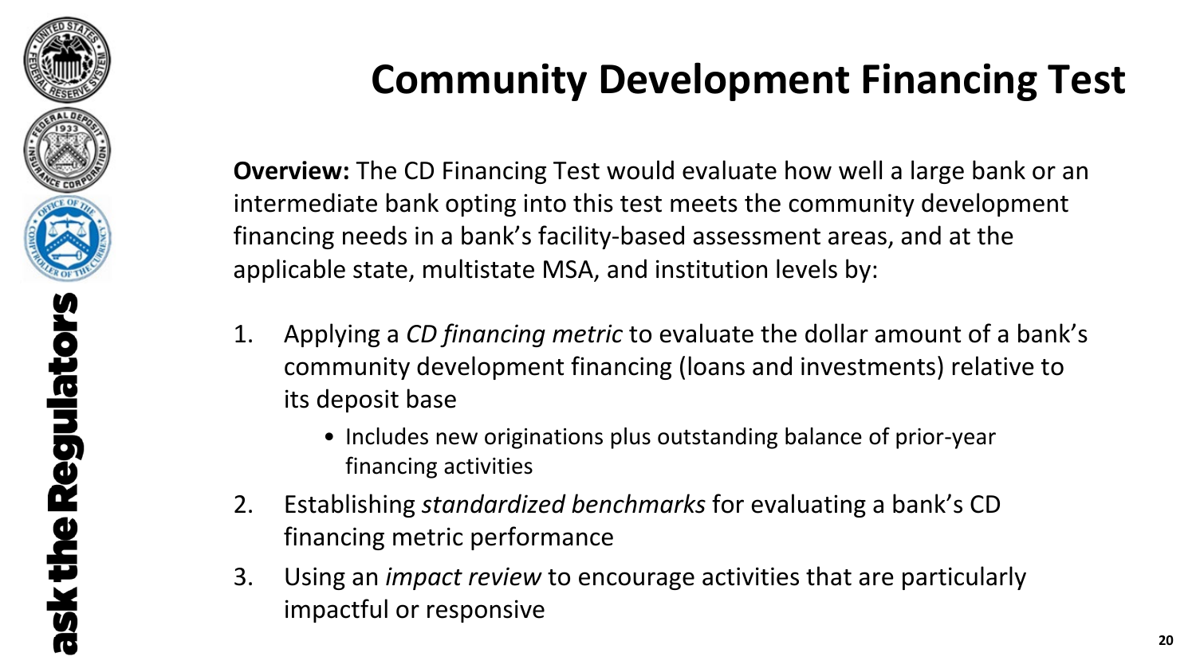# Community Development Financing Test

**Overview:** The CD Financing Test would evaluate how well a large bank or an intermediate bank opting into this test meets the community development financing needs in a bank's facility-based assessment areas, and at the applicable state, multistate MSA, and institution levels by:

1. Applying a *CD financing metric* to evaluate the dollar amount of a bank's community development financing (loans and investments) relative to its deposit base
   - Includes new originations plus outstanding balance of prior-year financing activities
2. Establishing *standardized benchmarks* for evaluating a bank's CD financing metric performance
3. Using an *impact review* to encourage activities that are particularly impactful or responsive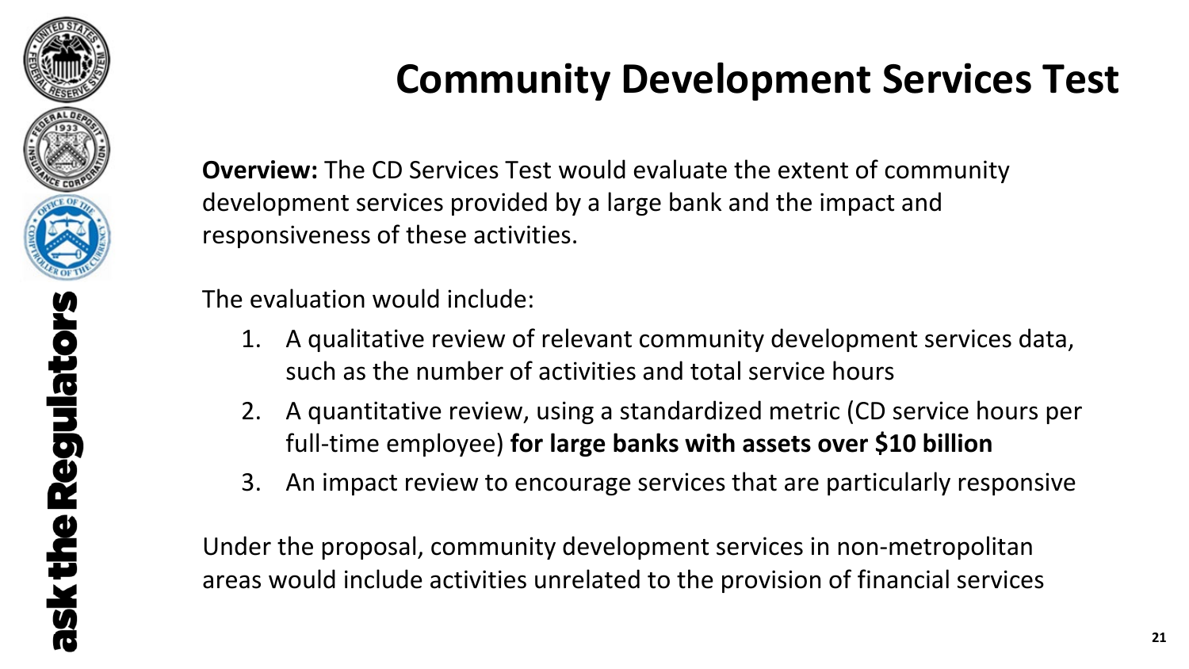# Community Development Services Test

**Overview:** The CD Services Test would evaluate the extent of community development services provided by a large bank and the impact and responsiveness of these activities.

The evaluation would include:

1. A qualitative review of relevant community development services data, such as the number of activities and total service hours
2. A quantitative review, using a standardized metric (CD service hours per full-time employee) **for large banks with assets over $10 billion**
3. An impact review to encourage services that are particularly responsive

Under the proposal, community development services in non-metropolitan areas would include activities unrelated to the provision of financial services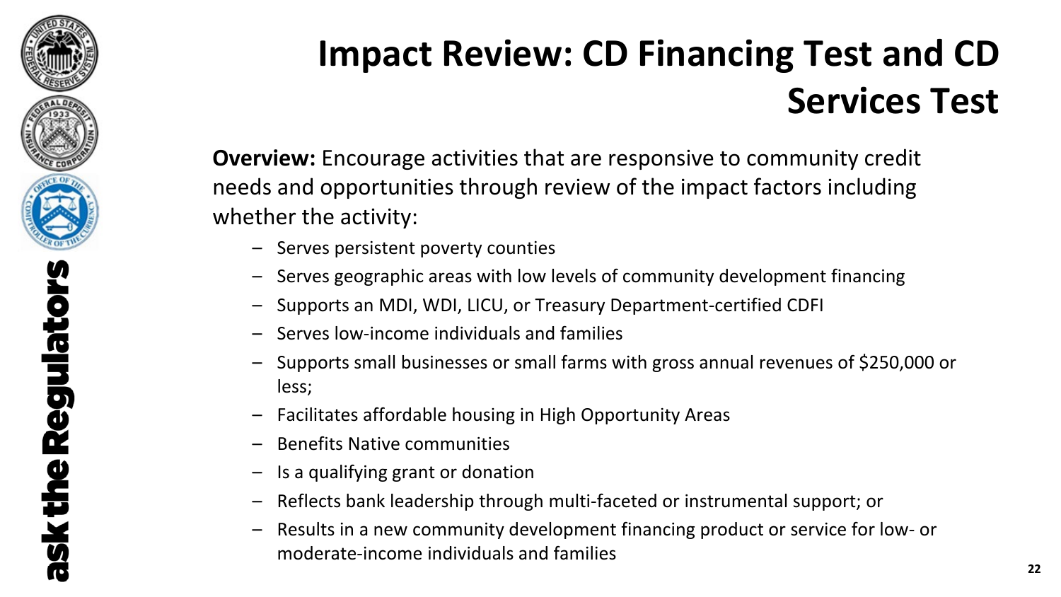# Impact Review: CD Financing Test and CD Services Test

**Overview:** Encourage activities that are responsive to community credit needs and opportunities through review of the impact factors including whether the activity:

- Serves persistent poverty counties
- Serves geographic areas with low levels of community development financing
- Supports an MDI, WDI, LICU, or Treasury Department-certified CDFI
- Serves low-income individuals and families
- Supports small businesses or small farms with gross annual revenues of $250,000 or less;
- Facilitates affordable housing in High Opportunity Areas
- Benefits Native communities
- Is a qualifying grant or donation
- Reflects bank leadership through multi-faceted or instrumental support; or
- Results in a new community development financing product or service for low- or moderate-income individuals and families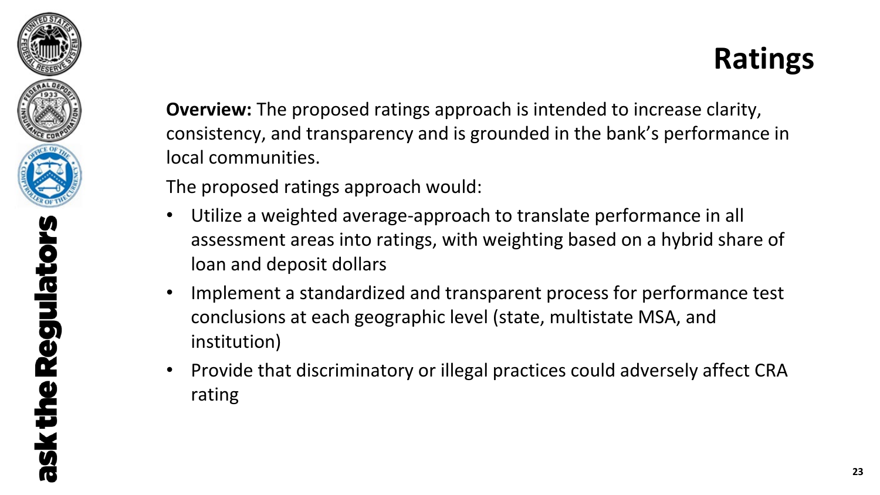# Ratings

**Overview:** The proposed ratings approach is intended to increase clarity, consistency, and transparency and is grounded in the bank's performance in local communities.

The proposed ratings approach would:

- Utilize a weighted average-approach to translate performance in all assessment areas into ratings, with weighting based on a hybrid share of loan and deposit dollars
- Implement a standardized and transparent process for performance test conclusions at each geographic level (state, multistate MSA, and institution)
- Provide that discriminatory or illegal practices could adversely affect CRA rating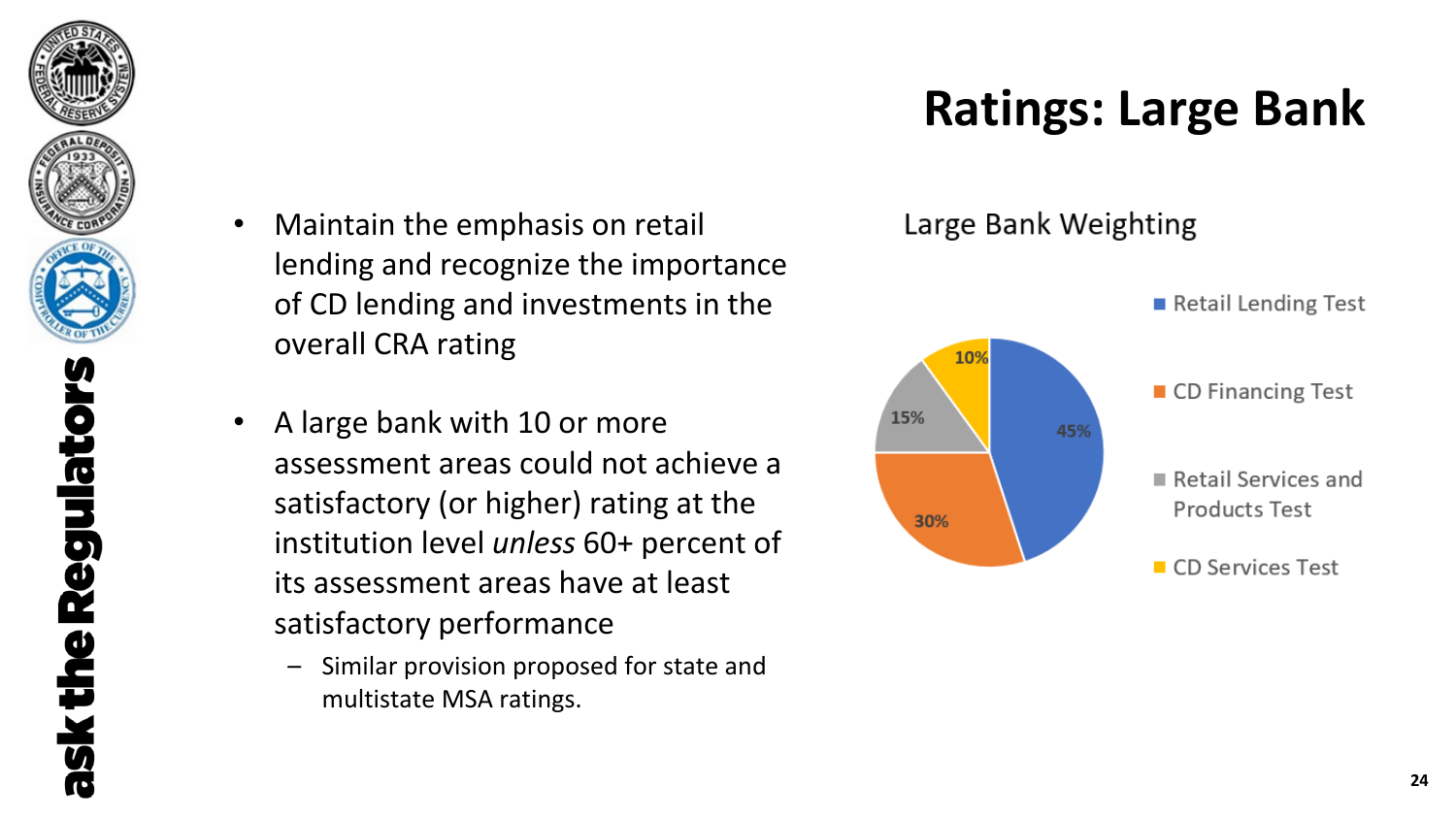# Ratings: Large Bank

- Maintain the emphasis on retail lending and recognize the importance of CD lending and investments in the overall CRA rating
- A large bank with 10 or more assessment areas could not achieve a satisfactory (or higher) rating at the institution level *unless* 60+ percent of its assessment areas have at least satisfactory performance
  - Similar provision proposed for state and multistate MSA ratings.

## Large Bank Weighting

| Test | Weight |
|---|---|
| Retail Lending Test | 45% |
| CD Financing Test | 30% |
| Retail Services and Products Test | 15% |
| CD Services Test | 10% |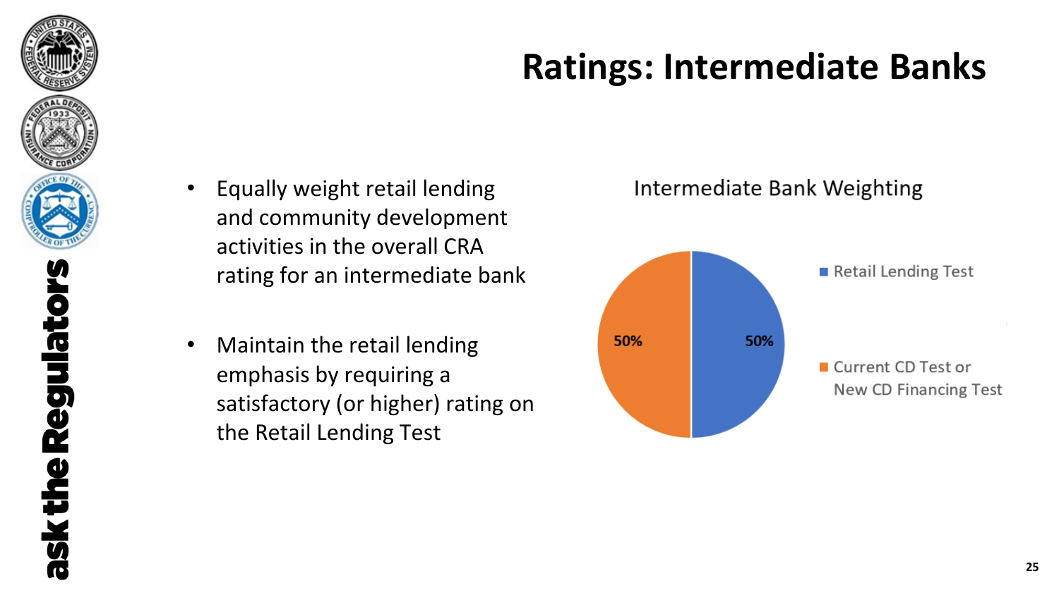# Ratings: Intermediate Banks

- Equally weight retail lending and community development activities in the overall CRA rating for an intermediate bank
- Maintain the retail lending emphasis by requiring a satisfactory (or higher) rating on the Retail Lending Test

**Intermediate Bank Weighting**

| Test | Weight |
| --- | --- |
| Retail Lending Test | 50% |
| Current CD Test or New CD Financing Test | 50% |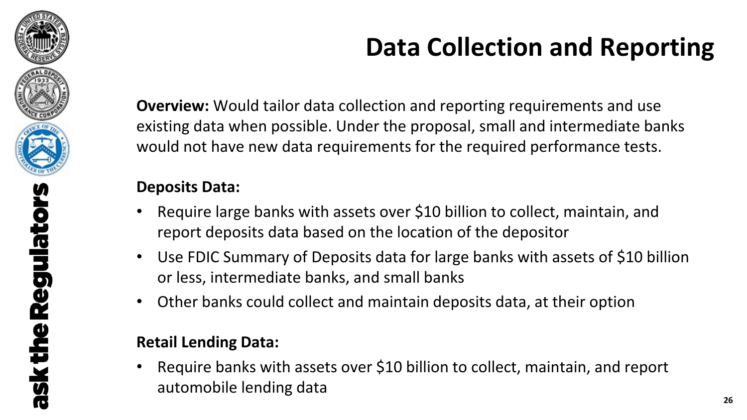# Data Collection and Reporting

**Overview:** Would tailor data collection and reporting requirements and use existing data when possible. Under the proposal, small and intermediate banks would not have new data requirements for the required performance tests.

**Deposits Data:**

- Require large banks with assets over $10 billion to collect, maintain, and report deposits data based on the location of the depositor
- Use FDIC Summary of Deposits data for large banks with assets of $10 billion or less, intermediate banks, and small banks
- Other banks could collect and maintain deposits data, at their option

**Retail Lending Data:**

- Require banks with assets over $10 billion to collect, maintain, and report automobile lending data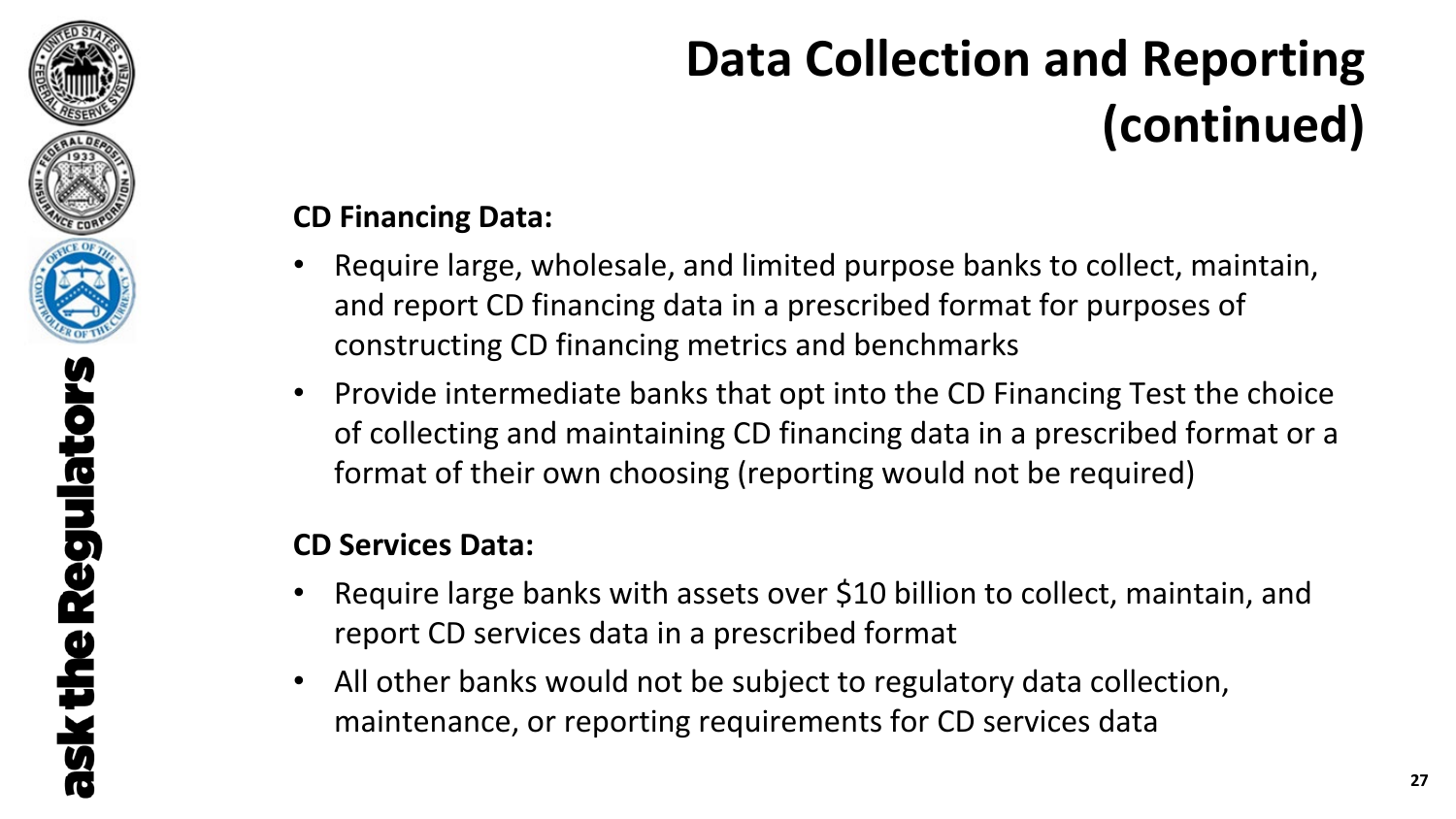# Data Collection and Reporting (continued)

**CD Financing Data:**

- Require large, wholesale, and limited purpose banks to collect, maintain, and report CD financing data in a prescribed format for purposes of constructing CD financing metrics and benchmarks
- Provide intermediate banks that opt into the CD Financing Test the choice of collecting and maintaining CD financing data in a prescribed format or a format of their own choosing (reporting would not be required)

**CD Services Data:**

- Require large banks with assets over $10 billion to collect, maintain, and report CD services data in a prescribed format
- All other banks would not be subject to regulatory data collection, maintenance, or reporting requirements for CD services data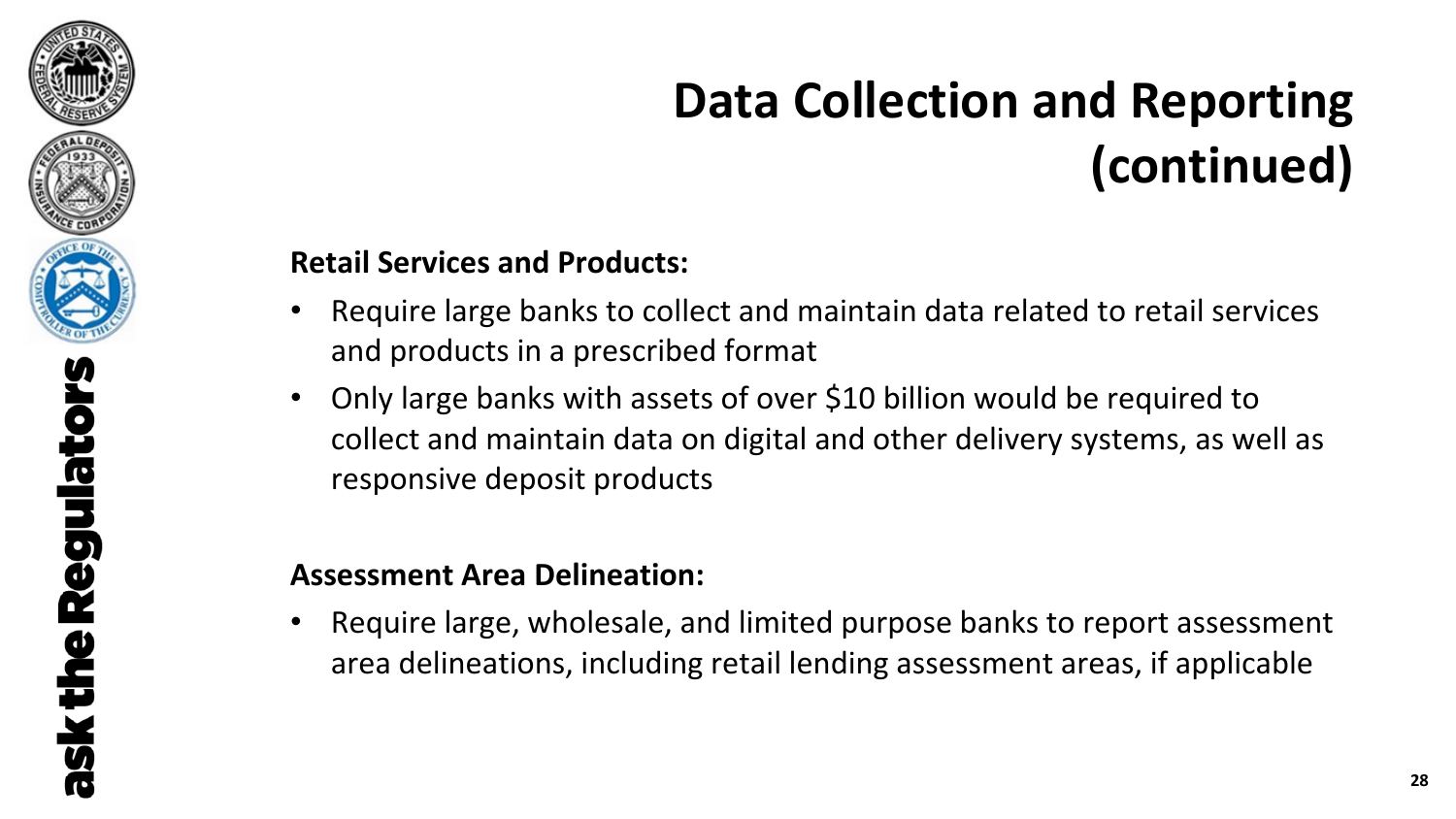# Data Collection and Reporting (continued)

**Retail Services and Products:**

- Require large banks to collect and maintain data related to retail services and products in a prescribed format
- Only large banks with assets of over $10 billion would be required to collect and maintain data on digital and other delivery systems, as well as responsive deposit products

**Assessment Area Delineation:**

- Require large, wholesale, and limited purpose banks to report assessment area delineations, including retail lending assessment areas, if applicable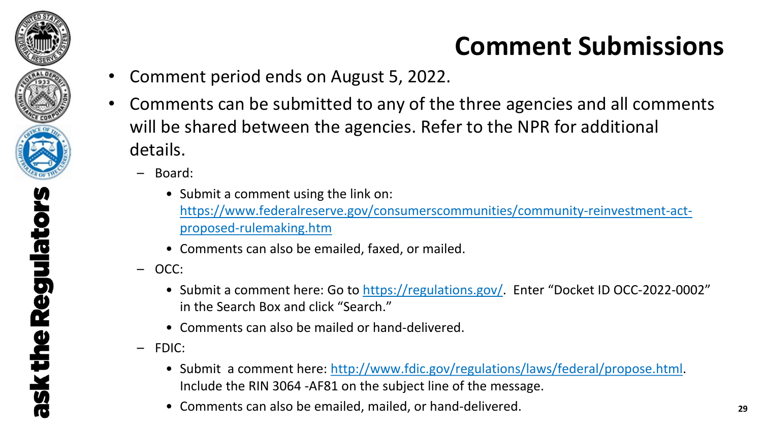# Comment Submissions

- Comment period ends on August 5, 2022.
- Comments can be submitted to any of the three agencies and all comments will be shared between the agencies. Refer to the NPR for additional details.
  - Board:
    - Submit a comment using the link on: https://www.federalreserve.gov/consumerscommunities/community-reinvestment-act-proposed-rulemaking.htm
    - Comments can also be emailed, faxed, or mailed.
  - OCC:
    - Submit a comment here: Go to https://regulations.gov/. Enter "Docket ID OCC-2022-0002" in the Search Box and click "Search."
    - Comments can also be mailed or hand-delivered.
  - FDIC:
    - Submit a comment here: http://www.fdic.gov/regulations/laws/federal/propose.html. Include the RIN 3064 -AF81 on the subject line of the message.
    - Comments can also be emailed, mailed, or hand-delivered.